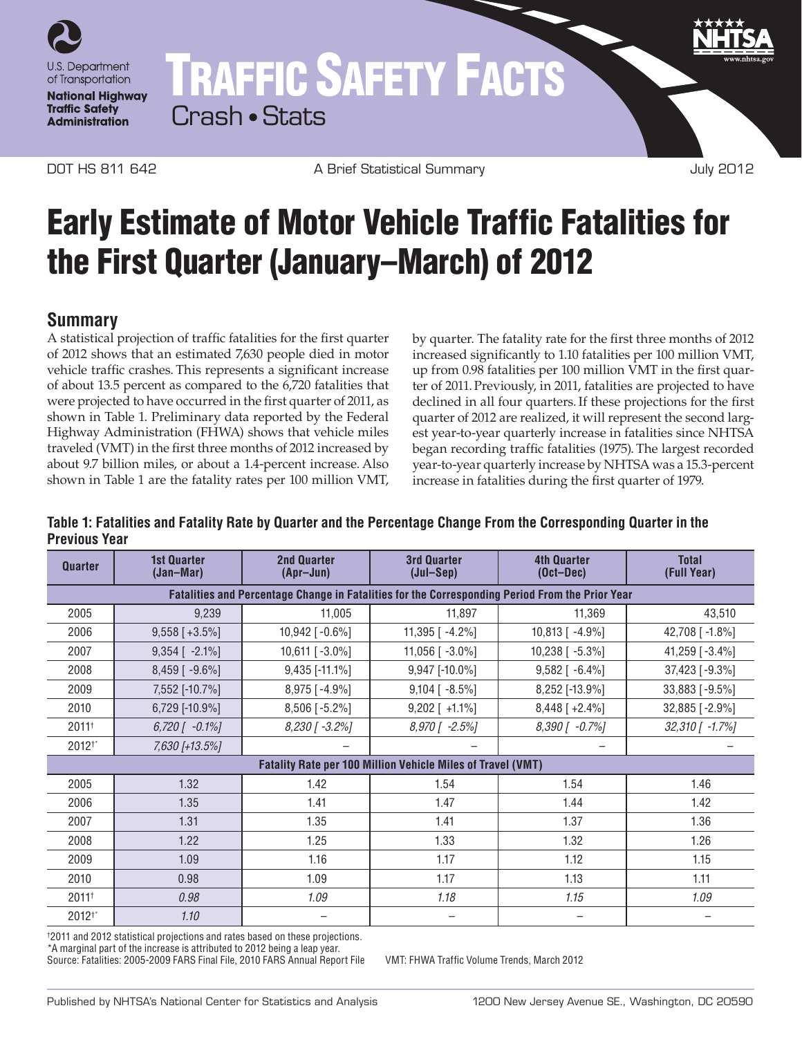U.S. Department of Transportation

**National Highway Traffic Safety Administration**

# TRAFFIC SAFETY FACTS

Crash • Stats

DOT HS 811 642 | A Brief Statistical Summary | July 2012

# Early Estimate of Motor Vehicle Traffic Fatalities for the First Quarter (January–March) of 2012

## Summary

A statistical projection of traffic fatalities for the first quarter of 2012 shows that an estimated 7,630 people died in motor vehicle traffic crashes. This represents a significant increase of about 13.5 percent as compared to the 6,720 fatalities that were projected to have occurred in the first quarter of 2011, as shown in Table 1. Preliminary data reported by the Federal Highway Administration (FHWA) shows that vehicle miles traveled (VMT) in the first three months of 2012 increased by about 9.7 billion miles, or about a 1.4-percent increase. Also shown in Table 1 are the fatality rates per 100 million VMT, by quarter. The fatality rate for the first three months of 2012 increased significantly to 1.10 fatalities per 100 million VMT, up from 0.98 fatalities per 100 million VMT in the first quarter of 2011. Previously, in 2011, fatalities are projected to have declined in all four quarters. If these projections for the first quarter of 2012 are realized, it will represent the second largest year-to-year quarterly increase in fatalities since NHTSA began recording traffic fatalities (1975). The largest recorded year-to-year quarterly increase by NHTSA was a 15.3-percent increase in fatalities during the first quarter of 1979.

**Table 1: Fatalities and Fatality Rate by Quarter and the Percentage Change From the Corresponding Quarter in the Previous Year**

| Quarter | 1st Quarter (Jan–Mar) | 2nd Quarter (Apr–Jun) | 3rd Quarter (Jul–Sep) | 4th Quarter (Oct–Dec) | Total (Full Year) |
|---|---|---|---|---|---|
| **Fatalities and Percentage Change in Fatalities for the Corresponding Period From the Prior Year** | | | | | |
| 2005 | 9,239 | 11,005 | 11,897 | 11,369 | 43,510 |
| 2006 | 9,558 [+3.5%] | 10,942 [-0.6%] | 11,395 [-4.2%] | 10,813 [-4.9%] | 42,708 [-1.8%] |
| 2007 | 9,354 [-2.1%] | 10,611 [-3.0%] | 11,056 [-3.0%] | 10,238 [-5.3%] | 41,259 [-3.4%] |
| 2008 | 8,459 [-9.6%] | 9,435 [-11.1%] | 9,947 [-10.0%] | 9,582 [-6.4%] | 37,423 [-9.3%] |
| 2009 | 7,552 [-10.7%] | 8,975 [-4.9%] | 9,104 [-8.5%] | 8,252 [-13.9%] | 33,883 [-9.5%] |
| 2010 | 6,729 [-10.9%] | 8,506 [-5.2%] | 9,202 [+1.1%] | 8,448 [+2.4%] | 32,885 [-2.9%] |
| 2011† | *6,720 [-0.1%]* | *8,230 [-3.2%]* | *8,970 [-2.5%]* | *8,390 [-0.7%]* | *32,310 [-1.7%]* |
| 2012†* | *7,630 [+13.5%]* | – | – | – | – |
| **Fatality Rate per 100 Million Vehicle Miles of Travel (VMT)** | | | | | |
| 2005 | 1.32 | 1.42 | 1.54 | 1.54 | 1.46 |
| 2006 | 1.35 | 1.41 | 1.47 | 1.44 | 1.42 |
| 2007 | 1.31 | 1.35 | 1.41 | 1.37 | 1.36 |
| 2008 | 1.22 | 1.25 | 1.33 | 1.32 | 1.26 |
| 2009 | 1.09 | 1.16 | 1.17 | 1.12 | 1.15 |
| 2010 | 0.98 | 1.09 | 1.17 | 1.13 | 1.11 |
| 2011† | *0.98* | *1.09* | *1.18* | *1.15* | *1.09* |
| 2012†* | *1.10* | – | – | – | – |

†2011 and 2012 statistical projections and rates based on these projections.
*A marginal part of the increase is attributed to 2012 being a leap year.
Source: Fatalities: 2005-2009 FARS Final File, 2010 FARS Annual Report File VMT: FHWA Traffic Volume Trends, March 2012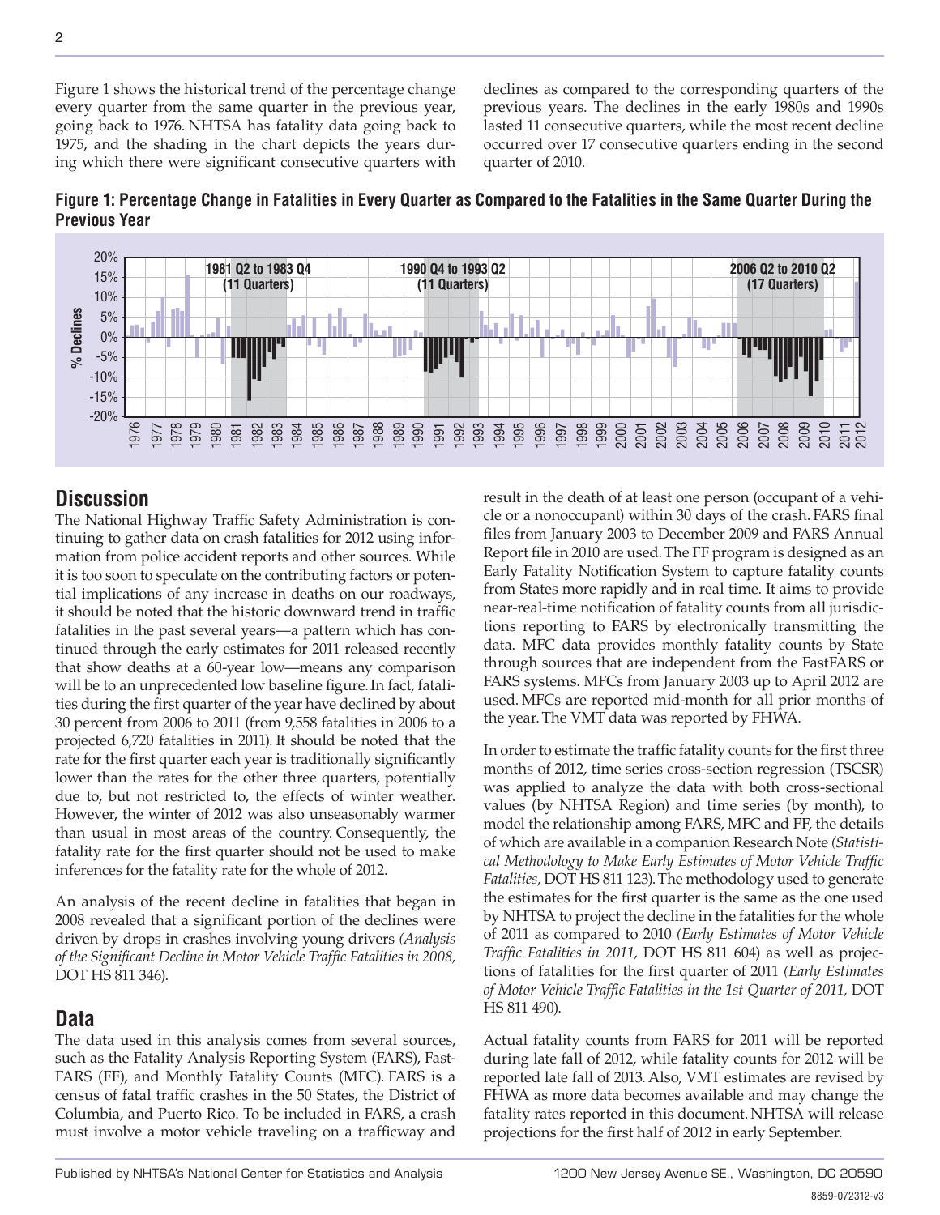Figure 1 shows the historical trend of the percentage change every quarter from the same quarter in the previous year, going back to 1976. NHTSA has fatality data going back to 1975, and the shading in the chart depicts the years during which there were significant consecutive quarters with declines as compared to the corresponding quarters of the previous years. The declines in the early 1980s and 1990s lasted 11 consecutive quarters, while the most recent decline occurred over 17 consecutive quarters ending in the second quarter of 2010.

**Figure 1: Percentage Change in Fatalities in Every Quarter as Compared to the Fatalities in the Same Quarter During the Previous Year**

1981 Q2 to 1983 Q4
(11 Quarters)

1990 Q4 to 1993 Q2
(11 Quarters)

2006 Q2 to 2010 Q2
(17 Quarters)

% Declines

20%
15%
10%
5%
0%
-5%
-10%
-15%
-20%

1976 1977 1978 1979 1980 1981 1982 1983 1984 1985 1986 1987 1988 1989 1990 1991 1992 1993 1994 1995 1996 1997 1998 1999 2000 2001 2002 2003 2004 2005 2006 2007 2008 2009 2010 2011 2012

## Discussion

The National Highway Traffic Safety Administration is continuing to gather data on crash fatalities for 2012 using information from police accident reports and other sources. While it is too soon to speculate on the contributing factors or potential implications of any increase in deaths on our roadways, it should be noted that the historic downward trend in traffic fatalities in the past several years—a pattern which has continued through the early estimates for 2011 released recently that show deaths at a 60-year low—means any comparison will be to an unprecedented low baseline figure. In fact, fatalities during the first quarter of the year have declined by about 30 percent from 2006 to 2011 (from 9,558 fatalities in 2006 to a projected 6,720 fatalities in 2011). It should be noted that the rate for the first quarter each year is traditionally significantly lower than the rates for the other three quarters, potentially due to, but not restricted to, the effects of winter weather. However, the winter of 2012 was also unseasonably warmer than usual in most areas of the country. Consequently, the fatality rate for the first quarter should not be used to make inferences for the fatality rate for the whole of 2012.

An analysis of the recent decline in fatalities that began in 2008 revealed that a significant portion of the declines were driven by drops in crashes involving young drivers *(Analysis of the Significant Decline in Motor Vehicle Traffic Fatalities in 2008,* DOT HS 811 346).

## Data

The data used in this analysis comes from several sources, such as the Fatality Analysis Reporting System (FARS), Fast-FARS (FF), and Monthly Fatality Counts (MFC). FARS is a census of fatal traffic crashes in the 50 States, the District of Columbia, and Puerto Rico. To be included in FARS, a crash must involve a motor vehicle traveling on a trafficway and result in the death of at least one person (occupant of a vehicle or a nonoccupant) within 30 days of the crash. FARS final files from January 2003 to December 2009 and FARS Annual Report file in 2010 are used. The FF program is designed as an Early Fatality Notification System to capture fatality counts from States more rapidly and in real time. It aims to provide near-real-time notification of fatality counts from all jurisdictions reporting to FARS by electronically transmitting the data. MFC data provides monthly fatality counts by State through sources that are independent from the FastFARS or FARS systems. MFCs from January 2003 up to April 2012 are used. MFCs are reported mid-month for all prior months of the year. The VMT data was reported by FHWA.

In order to estimate the traffic fatality counts for the first three months of 2012, time series cross-section regression (TSCSR) was applied to analyze the data with both cross-sectional values (by NHTSA Region) and time series (by month), to model the relationship among FARS, MFC and FF, the details of which are available in a companion Research Note *(Statistical Methodology to Make Early Estimates of Motor Vehicle Traffic Fatalities,* DOT HS 811 123). The methodology used to generate the estimates for the first quarter is the same as the one used by NHTSA to project the decline in the fatalities for the whole of 2011 as compared to 2010 *(Early Estimates of Motor Vehicle Traffic Fatalities in 2011,* DOT HS 811 604) as well as projections of fatalities for the first quarter of 2011 *(Early Estimates of Motor Vehicle Traffic Fatalities in the 1st Quarter of 2011,* DOT HS 811 490).

Actual fatality counts from FARS for 2011 will be reported during late fall of 2012, while fatality counts for 2012 will be reported late fall of 2013. Also, VMT estimates are revised by FHWA as more data becomes available and may change the fatality rates reported in this document. NHTSA will release projections for the first half of 2012 in early September.

Published by NHTSA's National Center for Statistics and Analysis    1200 New Jersey Avenue SE., Washington, DC 20590

8859-072312-v3